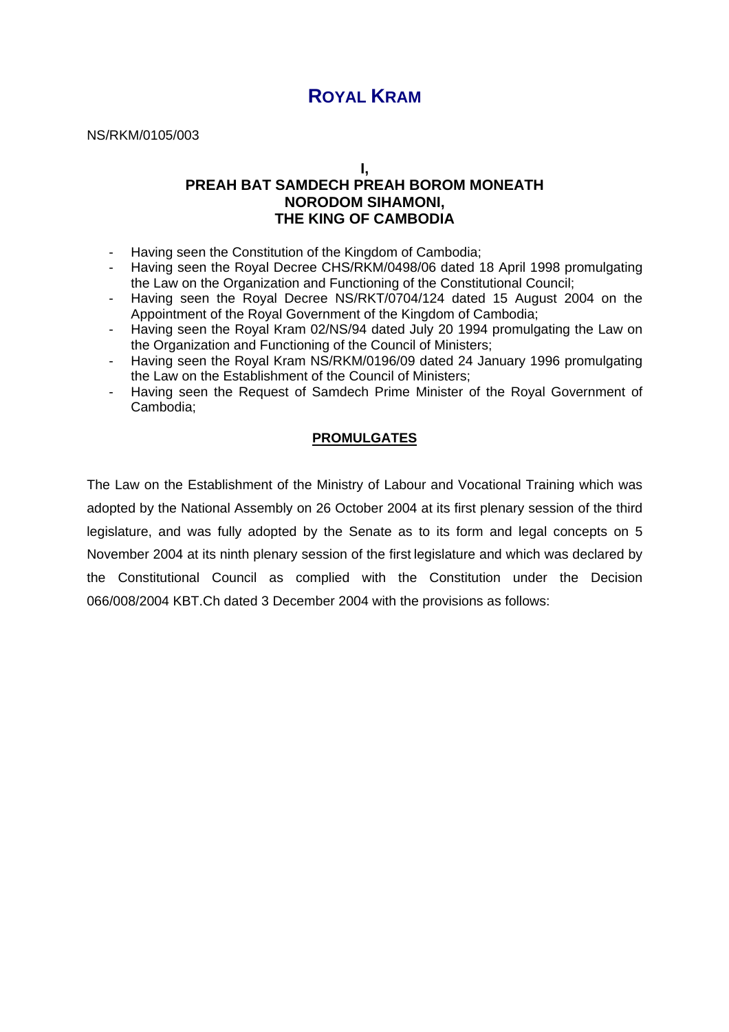# ROYAL KRAM

NS/RKM/0105/003

**I,**
**PREAH BAT SAMDECH PREAH BOROM MONEATH**
**NORODOM SIHAMONI,**
**THE KING OF CAMBODIA**

- Having seen the Constitution of the Kingdom of Cambodia;
- Having seen the Royal Decree CHS/RKM/0498/06 dated 18 April 1998 promulgating the Law on the Organization and Functioning of the Constitutional Council;
- Having seen the Royal Decree NS/RKT/0704/124 dated 15 August 2004 on the Appointment of the Royal Government of the Kingdom of Cambodia;
- Having seen the Royal Kram 02/NS/94 dated July 20 1994 promulgating the Law on the Organization and Functioning of the Council of Ministers;
- Having seen the Royal Kram NS/RKM/0196/09 dated 24 January 1996 promulgating the Law on the Establishment of the Council of Ministers;
- Having seen the Request of Samdech Prime Minister of the Royal Government of Cambodia;

**PROMULGATES**

The Law on the Establishment of the Ministry of Labour and Vocational Training which was adopted by the National Assembly on 26 October 2004 at its first plenary session of the third legislature, and was fully adopted by the Senate as to its form and legal concepts on 5 November 2004 at its ninth plenary session of the first legislature and which was declared by the Constitutional Council as complied with the Constitution under the Decision 066/008/2004 KBT.Ch dated 3 December 2004 with the provisions as follows: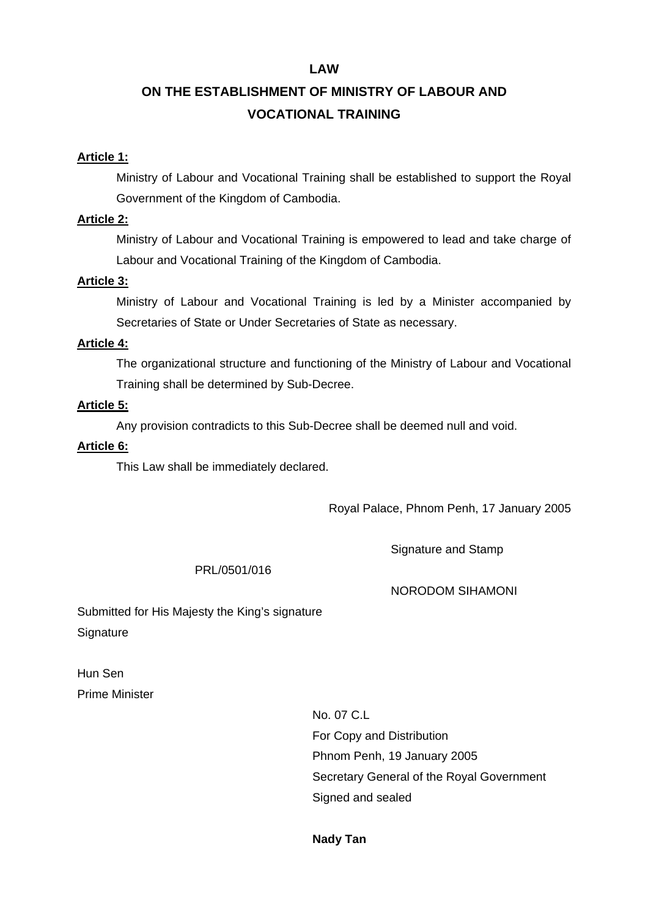# LAW

# ON THE ESTABLISHMENT OF MINISTRY OF LABOUR AND VOCATIONAL TRAINING

**Article 1:**

Ministry of Labour and Vocational Training shall be established to support the Royal Government of the Kingdom of Cambodia.

**Article 2:**

Ministry of Labour and Vocational Training is empowered to lead and take charge of Labour and Vocational Training of the Kingdom of Cambodia.

**Article 3:**

Ministry of Labour and Vocational Training is led by a Minister accompanied by Secretaries of State or Under Secretaries of State as necessary.

**Article 4:**

The organizational structure and functioning of the Ministry of Labour and Vocational Training shall be determined by Sub-Decree.

**Article 5:**

Any provision contradicts to this Sub-Decree shall be deemed null and void.

**Article 6:**

This Law shall be immediately declared.

Royal Palace, Phnom Penh, 17 January 2005

Signature and Stamp

PRL/0501/016

NORODOM SIHAMONI

Submitted for His Majesty the King's signature
Signature

Hun Sen
Prime Minister

No. 07 C.L
For Copy and Distribution
Phnom Penh, 19 January 2005
Secretary General of the Royal Government
Signed and sealed

**Nady Tan**